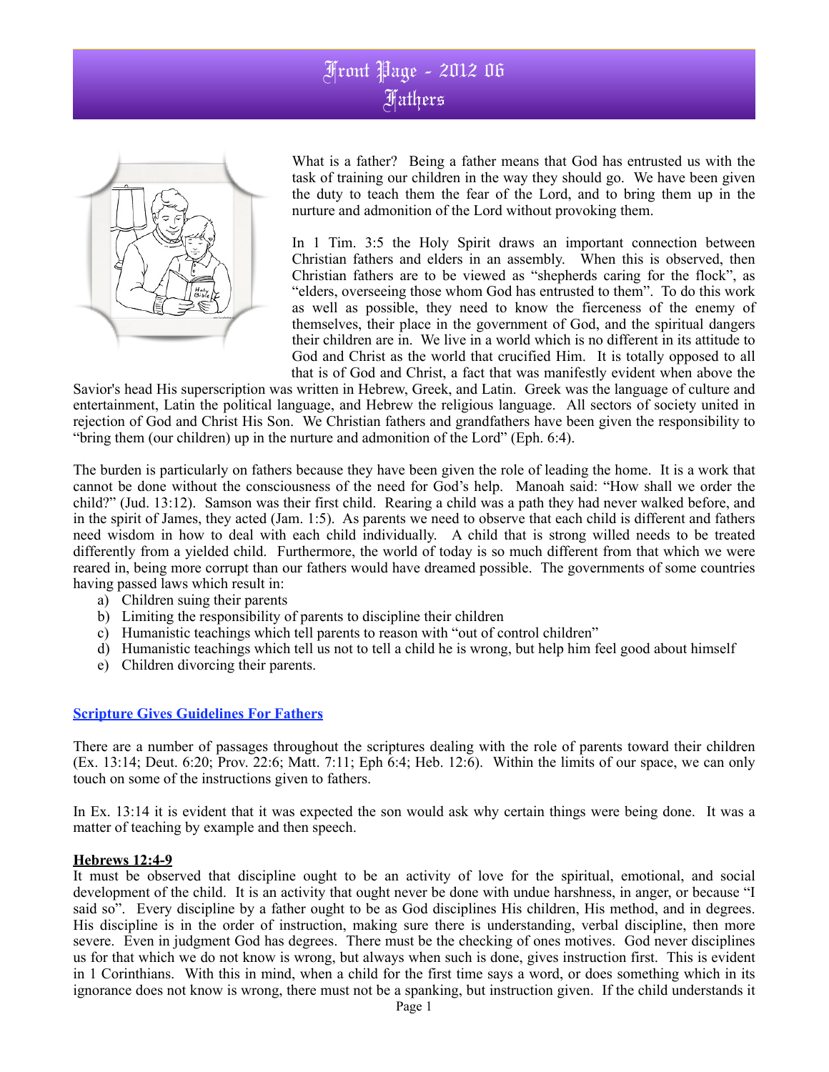// Front Page - 2012 06
# Fathers

What is a father? Being a father means that God has entrusted us with the task of training our children in the way they should go. We have been given the duty to teach them the fear of the Lord, and to bring them up in the nurture and admonition of the Lord without provoking them.

In 1 Tim. 3:5 the Holy Spirit draws an important connection between Christian fathers and elders in an assembly. When this is observed, then Christian fathers are to be viewed as "shepherds caring for the flock", as "elders, overseeing those whom God has entrusted to them". To do this work as well as possible, they need to know the fierceness of the enemy of themselves, their place in the government of God, and the spiritual dangers their children are in. We live in a world which is no different in its attitude to God and Christ as the world that crucified Him. It is totally opposed to all that is of God and Christ, a fact that was manifestly evident when above the Savior's head His superscription was written in Hebrew, Greek, and Latin. Greek was the language of culture and entertainment, Latin the political language, and Hebrew the religious language. All sectors of society united in rejection of God and Christ His Son. We Christian fathers and grandfathers have been given the responsibility to "bring them (our children) up in the nurture and admonition of the Lord" (Eph. 6:4).

The burden is particularly on fathers because they have been given the role of leading the home. It is a work that cannot be done without the consciousness of the need for God's help. Manoah said: "How shall we order the child?" (Jud. 13:12). Samson was their first child. Rearing a child was a path they had never walked before, and in the spirit of James, they acted (Jam. 1:5). As parents we need to observe that each child is different and fathers need wisdom in how to deal with each child individually. A child that is strong willed needs to be treated differently from a yielded child. Furthermore, the world of today is so much different from that which we were reared in, being more corrupt than our fathers would have dreamed possible. The governments of some countries having passed laws which result in:

a) Children suing their parents
b) Limiting the responsibility of parents to discipline their children
c) Humanistic teachings which tell parents to reason with "out of control children"
d) Humanistic teachings which tell us not to tell a child he is wrong, but help him feel good about himself
e) Children divorcing their parents.

## Scripture Gives Guidelines For Fathers

There are a number of passages throughout the scriptures dealing with the role of parents toward their children (Ex. 13:14; Deut. 6:20; Prov. 22:6; Matt. 7:11; Eph 6:4; Heb. 12:6). Within the limits of our space, we can only touch on some of the instructions given to fathers.

In Ex. 13:14 it is evident that it was expected the son would ask why certain things were being done. It was a matter of teaching by example and then speech.

### Hebrews 12:4-9

It must be observed that discipline ought to be an activity of love for the spiritual, emotional, and social development of the child. It is an activity that ought never be done with undue harshness, in anger, or because "I said so". Every discipline by a father ought to be as God disciplines His children, His method, and in degrees. His discipline is in the order of instruction, making sure there is understanding, verbal discipline, then more severe. Even in judgment God has degrees. There must be the checking of ones motives. God never disciplines us for that which we do not know is wrong, but always when such is done, gives instruction first. This is evident in 1 Corinthians. With this in mind, when a child for the first time says a word, or does something which in its ignorance does not know is wrong, there must not be a spanking, but instruction given. If the child understands it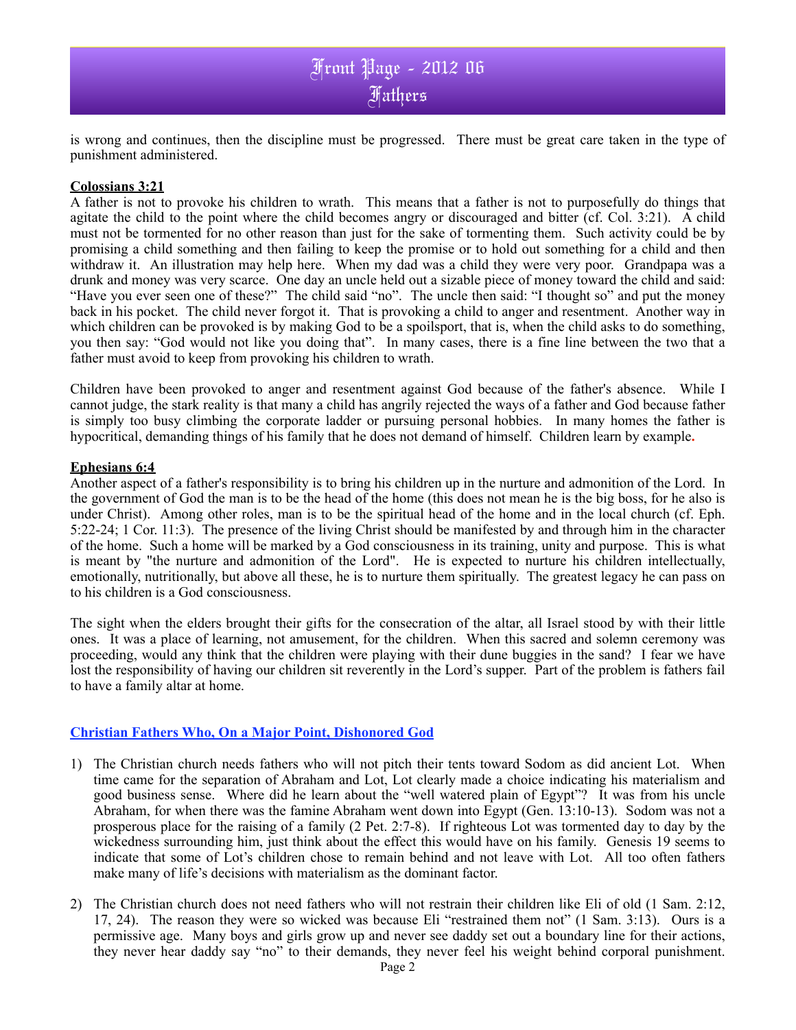is wrong and continues, then the discipline must be progressed. There must be great care taken in the type of punishment administered.

**Colossians 3:21**

A father is not to provoke his children to wrath. This means that a father is not to purposefully do things that agitate the child to the point where the child becomes angry or discouraged and bitter (cf. Col. 3:21). A child must not be tormented for no other reason than just for the sake of tormenting them. Such activity could be by promising a child something and then failing to keep the promise or to hold out something for a child and then withdraw it. An illustration may help here. When my dad was a child they were very poor. Grandpapa was a drunk and money was very scarce. One day an uncle held out a sizable piece of money toward the child and said: "Have you ever seen one of these?" The child said "no". The uncle then said: "I thought so" and put the money back in his pocket. The child never forgot it. That is provoking a child to anger and resentment. Another way in which children can be provoked is by making God to be a spoilsport, that is, when the child asks to do something, you then say: "God would not like you doing that". In many cases, there is a fine line between the two that a father must avoid to keep from provoking his children to wrath.

Children have been provoked to anger and resentment against God because of the father's absence. While I cannot judge, the stark reality is that many a child has angrily rejected the ways of a father and God because father is simply too busy climbing the corporate ladder or pursuing personal hobbies. In many homes the father is hypocritical, demanding things of his family that he does not demand of himself. Children learn by example.

**Ephesians 6:4**

Another aspect of a father's responsibility is to bring his children up in the nurture and admonition of the Lord. In the government of God the man is to be the head of the home (this does not mean he is the big boss, for he also is under Christ). Among other roles, man is to be the spiritual head of the home and in the local church (cf. Eph. 5:22-24; 1 Cor. 11:3). The presence of the living Christ should be manifested by and through him in the character of the home. Such a home will be marked by a God consciousness in its training, unity and purpose. This is what is meant by "the nurture and admonition of the Lord". He is expected to nurture his children intellectually, emotionally, nutritionally, but above all these, he is to nurture them spiritually. The greatest legacy he can pass on to his children is a God consciousness.

The sight when the elders brought their gifts for the consecration of the altar, all Israel stood by with their little ones. It was a place of learning, not amusement, for the children. When this sacred and solemn ceremony was proceeding, would any think that the children were playing with their dune buggies in the sand? I fear we have lost the responsibility of having our children sit reverently in the Lord's supper. Part of the problem is fathers fail to have a family altar at home.

**Christian Fathers Who, On a Major Point, Dishonored God**

1) The Christian church needs fathers who will not pitch their tents toward Sodom as did ancient Lot. When time came for the separation of Abraham and Lot, Lot clearly made a choice indicating his materialism and good business sense. Where did he learn about the "well watered plain of Egypt"? It was from his uncle Abraham, for when there was the famine Abraham went down into Egypt (Gen. 13:10-13). Sodom was not a prosperous place for the raising of a family (2 Pet. 2:7-8). If righteous Lot was tormented day to day by the wickedness surrounding him, just think about the effect this would have on his family. Genesis 19 seems to indicate that some of Lot's children chose to remain behind and not leave with Lot. All too often fathers make many of life's decisions with materialism as the dominant factor.

2) The Christian church does not need fathers who will not restrain their children like Eli of old (1 Sam. 2:12, 17, 24). The reason they were so wicked was because Eli "restrained them not" (1 Sam. 3:13). Ours is a permissive age. Many boys and girls grow up and never see daddy set out a boundary line for their actions, they never hear daddy say "no" to their demands, they never feel his weight behind corporal punishment.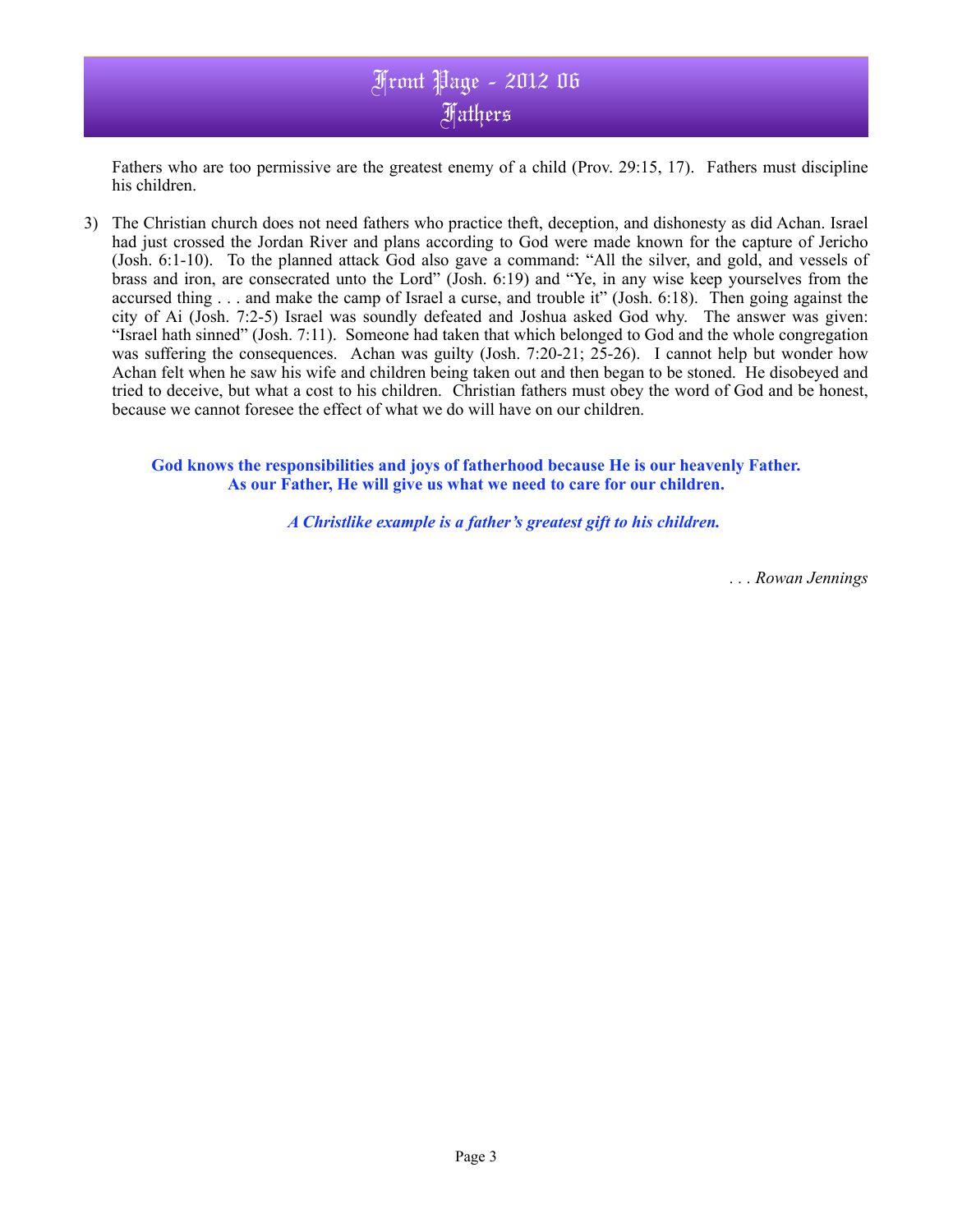Fathers who are too permissive are the greatest enemy of a child (Prov. 29:15, 17). Fathers must discipline his children.

3) The Christian church does not need fathers who practice theft, deception, and dishonesty as did Achan. Israel had just crossed the Jordan River and plans according to God were made known for the capture of Jericho (Josh. 6:1-10). To the planned attack God also gave a command: "All the silver, and gold, and vessels of brass and iron, are consecrated unto the Lord" (Josh. 6:19) and "Ye, in any wise keep yourselves from the accursed thing . . . and make the camp of Israel a curse, and trouble it" (Josh. 6:18). Then going against the city of Ai (Josh. 7:2-5) Israel was soundly defeated and Joshua asked God why. The answer was given: "Israel hath sinned" (Josh. 7:11). Someone had taken that which belonged to God and the whole congregation was suffering the consequences. Achan was guilty (Josh. 7:20-21; 25-26). I cannot help but wonder how Achan felt when he saw his wife and children being taken out and then began to be stoned. He disobeyed and tried to deceive, but what a cost to his children. Christian fathers must obey the word of God and be honest, because we cannot foresee the effect of what we do will have on our children.

**God knows the responsibilities and joys of fatherhood because He is our heavenly Father. As our Father, He will give us what we need to care for our children.**

***A Christlike example is a father's greatest gift to his children.***

*. . . Rowan Jennings*